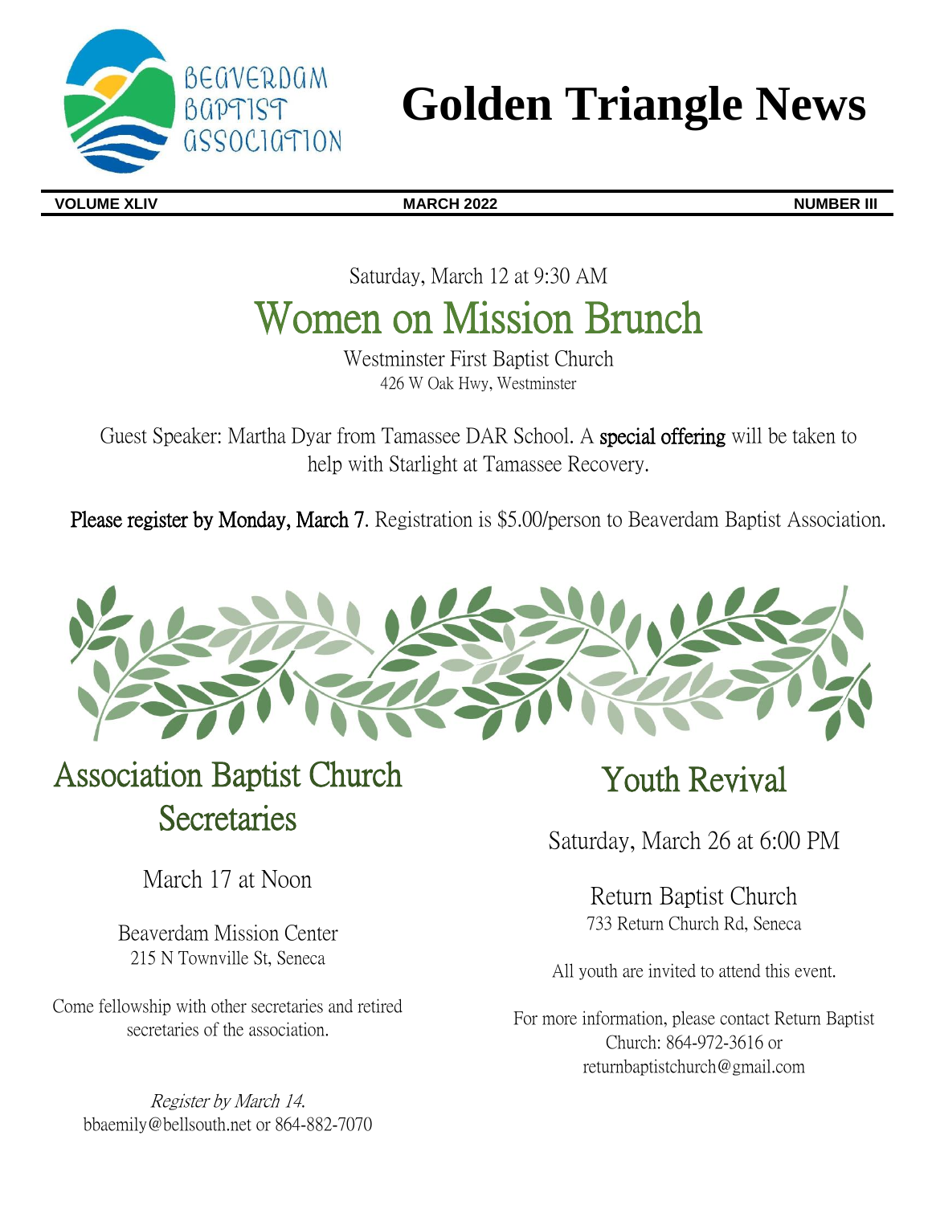# Golden Triangle News

Beaverdam Baptist Association

**VOLUME XLIV** | **MARCH 2022** | **NUMBER III**

Saturday, March 12 at 9:30 AM

## Women on Mission Brunch

Westminster First Baptist Church
426 W Oak Hwy, Westminster

Guest Speaker: Martha Dyar from Tamassee DAR School. A **special offering** will be taken to help with Starlight at Tamassee Recovery.

**Please register by Monday, March 7**. Registration is $5.00/person to Beaverdam Baptist Association.

## Association Baptist Church Secretaries

March 17 at Noon

Beaverdam Mission Center
215 N Townville St, Seneca

Come fellowship with other secretaries and retired secretaries of the association.

*Register by March 14.*
bbaemily@bellsouth.net or 864-882-7070

## Youth Revival

Saturday, March 26 at 6:00 PM

Return Baptist Church
733 Return Church Rd, Seneca

All youth are invited to attend this event.

For more information, please contact Return Baptist Church: 864-972-3616 or returnbaptistchurch@gmail.com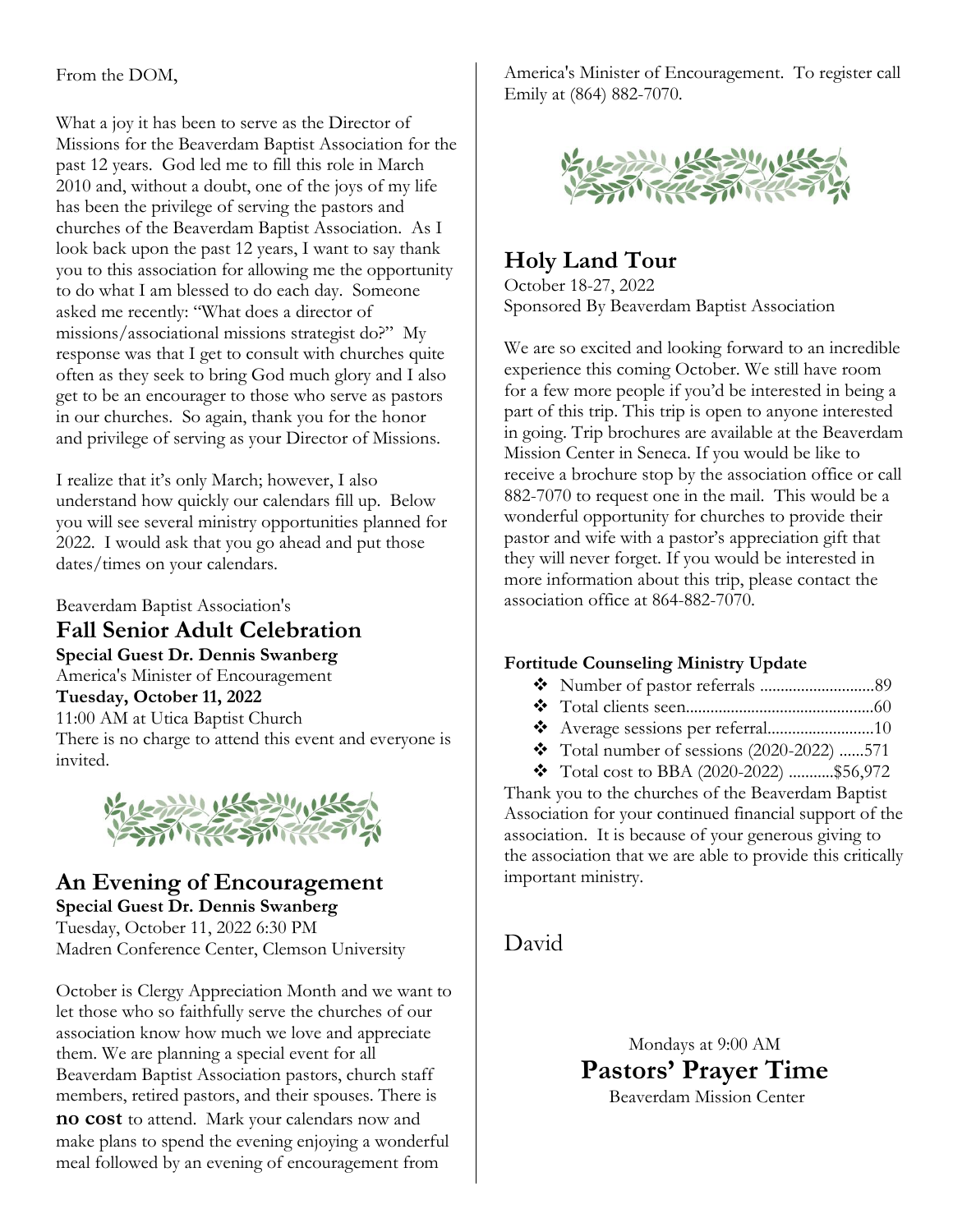From the DOM,

What a joy it has been to serve as the Director of Missions for the Beaverdam Baptist Association for the past 12 years. God led me to fill this role in March 2010 and, without a doubt, one of the joys of my life has been the privilege of serving the pastors and churches of the Beaverdam Baptist Association. As I look back upon the past 12 years, I want to say thank you to this association for allowing me the opportunity to do what I am blessed to do each day. Someone asked me recently: "What does a director of missions/associational missions strategist do?" My response was that I get to consult with churches quite often as they seek to bring God much glory and I also get to be an encourager to those who serve as pastors in our churches. So again, thank you for the honor and privilege of serving as your Director of Missions.

I realize that it's only March; however, I also understand how quickly our calendars fill up. Below you will see several ministry opportunities planned for 2022. I would ask that you go ahead and put those dates/times on your calendars.

Beaverdam Baptist Association's

## Fall Senior Adult Celebration

**Special Guest Dr. Dennis Swanberg**
America's Minister of Encouragement
**Tuesday, October 11, 2022**
11:00 AM at Utica Baptist Church
There is no charge to attend this event and everyone is invited.

## An Evening of Encouragement

**Special Guest Dr. Dennis Swanberg**
Tuesday, October 11, 2022 6:30 PM
Madren Conference Center, Clemson University

October is Clergy Appreciation Month and we want to let those who so faithfully serve the churches of our association know how much we love and appreciate them. We are planning a special event for all Beaverdam Baptist Association pastors, church staff members, retired pastors, and their spouses. There is **no cost** to attend. Mark your calendars now and make plans to spend the evening enjoying a wonderful meal followed by an evening of encouragement from America's Minister of Encouragement. To register call Emily at (864) 882-7070.

## Holy Land Tour

October 18-27, 2022
Sponsored By Beaverdam Baptist Association

We are so excited and looking forward to an incredible experience this coming October. We still have room for a few more people if you'd be interested in being a part of this trip. This trip is open to anyone interested in going. Trip brochures are available at the Beaverdam Mission Center in Seneca. If you would be like to receive a brochure stop by the association office or call 882-7070 to request one in the mail. This would be a wonderful opportunity for churches to provide their pastor and wife with a pastor's appreciation gift that they will never forget. If you would be interested in more information about this trip, please contact the association office at 864-882-7070.

**Fortitude Counseling Ministry Update**

- Number of pastor referrals ............................89
- Total clients seen..............................................60
- Average sessions per referral..........................10
- Total number of sessions (2020-2022) ......571
- Total cost to BBA (2020-2022) ...........$56,972

Thank you to the churches of the Beaverdam Baptist Association for your continued financial support of the association. It is because of your generous giving to the association that we are able to provide this critically important ministry.

David

Mondays at 9:00 AM

## Pastors' Prayer Time

Beaverdam Mission Center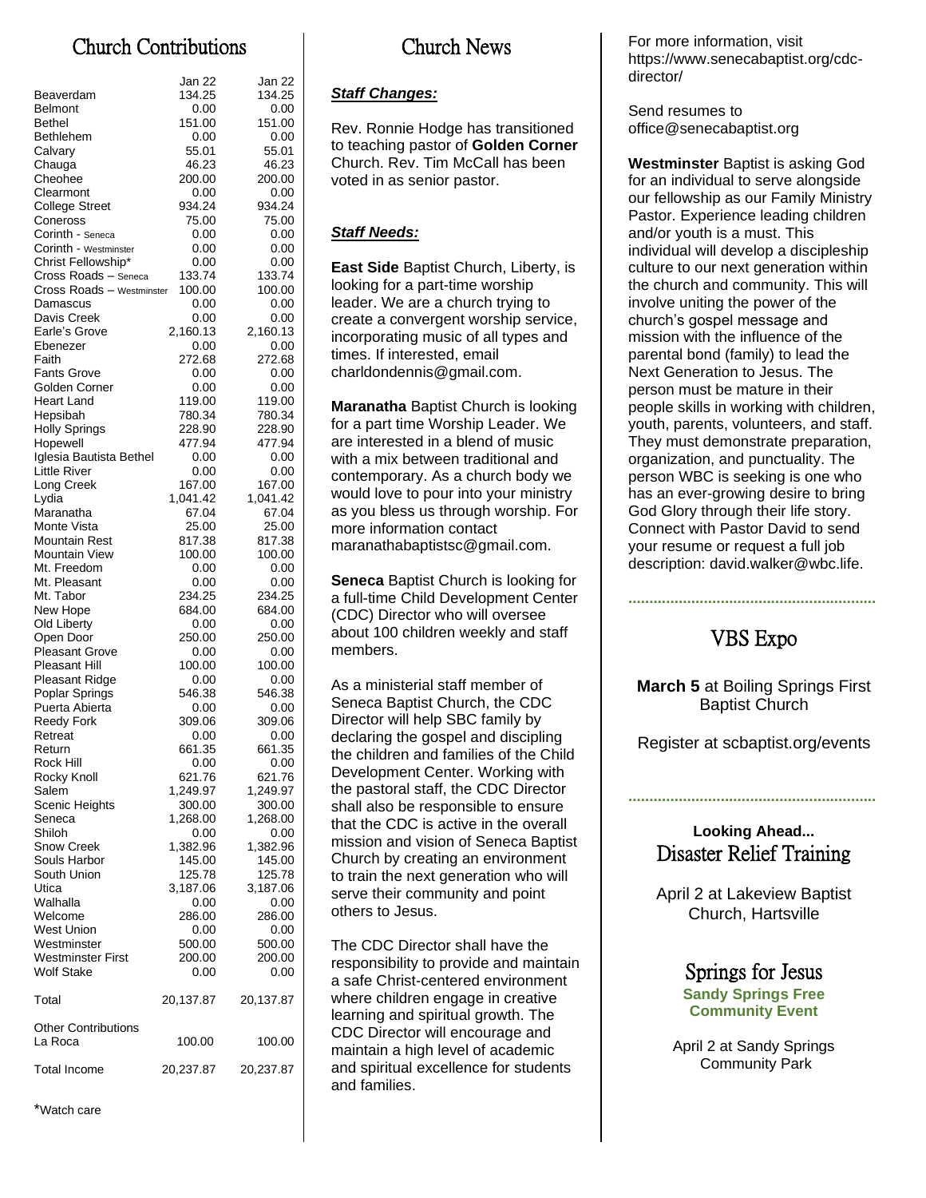# Church Contributions

| | Jan 22 | Jan 22 |
|---|---|---|
| Beaverdam | 134.25 | 134.25 |
| Belmont | 0.00 | 0.00 |
| Bethel | 151.00 | 151.00 |
| Bethlehem | 0.00 | 0.00 |
| Calvary | 55.01 | 55.01 |
| Chauga | 46.23 | 46.23 |
| Cheohee | 200.00 | 200.00 |
| Clearmont | 0.00 | 0.00 |
| College Street | 934.24 | 934.24 |
| Coneross | 75.00 | 75.00 |
| Corinth - Seneca | 0.00 | 0.00 |
| Corinth - Westminster | 0.00 | 0.00 |
| Christ Fellowship* | 0.00 | 0.00 |
| Cross Roads – Seneca | 133.74 | 133.74 |
| Cross Roads – Westminster | 100.00 | 100.00 |
| Damascus | 0.00 | 0.00 |
| Davis Creek | 0.00 | 0.00 |
| Earle's Grove | 2,160.13 | 2,160.13 |
| Ebenezer | 0.00 | 0.00 |
| Faith | 272.68 | 272.68 |
| Fants Grove | 0.00 | 0.00 |
| Golden Corner | 0.00 | 0.00 |
| Heart Land | 119.00 | 119.00 |
| Hepsibah | 780.34 | 780.34 |
| Holly Springs | 228.90 | 228.90 |
| Hopewell | 477.94 | 477.94 |
| Iglesia Bautista Bethel | 0.00 | 0.00 |
| Little River | 0.00 | 0.00 |
| Long Creek | 167.00 | 167.00 |
| Lydia | 1,041.42 | 1,041.42 |
| Maranatha | 67.04 | 67.04 |
| Monte Vista | 25.00 | 25.00 |
| Mountain Rest | 817.38 | 817.38 |
| Mountain View | 100.00 | 100.00 |
| Mt. Freedom | 0.00 | 0.00 |
| Mt. Pleasant | 0.00 | 0.00 |
| Mt. Tabor | 234.25 | 234.25 |
| New Hope | 684.00 | 684.00 |
| Old Liberty | 0.00 | 0.00 |
| Open Door | 250.00 | 250.00 |
| Pleasant Grove | 0.00 | 0.00 |
| Pleasant Hill | 100.00 | 100.00 |
| Pleasant Ridge | 0.00 | 0.00 |
| Poplar Springs | 546.38 | 546.38 |
| Puerta Abierta | 0.00 | 0.00 |
| Reedy Fork | 309.06 | 309.06 |
| Retreat | 0.00 | 0.00 |
| Return | 661.35 | 661.35 |
| Rock Hill | 0.00 | 0.00 |
| Rocky Knoll | 621.76 | 621.76 |
| Salem | 1,249.97 | 1,249.97 |
| Scenic Heights | 300.00 | 300.00 |
| Seneca | 1,268.00 | 1,268.00 |
| Shiloh | 0.00 | 0.00 |
| Snow Creek | 1,382.96 | 1,382.96 |
| Souls Harbor | 145.00 | 145.00 |
| South Union | 125.78 | 125.78 |
| Utica | 3,187.06 | 3,187.06 |
| Walhalla | 0.00 | 0.00 |
| Welcome | 286.00 | 286.00 |
| West Union | 0.00 | 0.00 |
| Westminster | 500.00 | 500.00 |
| Westminster First | 200.00 | 200.00 |
| Wolf Stake | 0.00 | 0.00 |
| Total | 20,137.87 | 20,137.87 |
| Other Contributions | | |
| La Roca | 100.00 | 100.00 |
| Total Income | 20,237.87 | 20,237.87 |

*Watch care

# Church News

***Staff Changes:***

Rev. Ronnie Hodge has transitioned to teaching pastor of **Golden Corner** Church. Rev. Tim McCall has been voted in as senior pastor.

***Staff Needs:***

**East Side** Baptist Church, Liberty, is looking for a part-time worship leader. We are a church trying to create a convergent worship service, incorporating music of all types and times. If interested, email charldondennis@gmail.com.

**Maranatha** Baptist Church is looking for a part time Worship Leader. We are interested in a blend of music with a mix between traditional and contemporary. As a church body we would love to pour into your ministry as you bless us through worship. For more information contact maranathabaptistsc@gmail.com.

**Seneca** Baptist Church is looking for a full-time Child Development Center (CDC) Director who will oversee about 100 children weekly and staff members.

As a ministerial staff member of Seneca Baptist Church, the CDC Director will help SBC family by declaring the gospel and discipling the children and families of the Child Development Center. Working with the pastoral staff, the CDC Director shall also be responsible to ensure that the CDC is active in the overall mission and vision of Seneca Baptist Church by creating an environment to train the next generation who will serve their community and point others to Jesus.

The CDC Director shall have the responsibility to provide and maintain a safe Christ-centered environment where children engage in creative learning and spiritual growth. The CDC Director will encourage and maintain a high level of academic and spiritual excellence for students and families.

For more information, visit https://www.senecabaptist.org/cdc-director/

Send resumes to office@senecabaptist.org

**Westminster** Baptist is asking God for an individual to serve alongside our fellowship as our Family Ministry Pastor. Experience leading children and/or youth is a must. This individual will develop a discipleship culture to our next generation within the church and community. This will involve uniting the power of the church's gospel message and mission with the influence of the parental bond (family) to lead the Next Generation to Jesus. The person must be mature in their people skills in working with children, youth, parents, volunteers, and staff. They must demonstrate preparation, organization, and punctuality. The person WBC is seeking is one who has an ever-growing desire to bring God Glory through their life story. Connect with Pastor David to send your resume or request a full job description: david.walker@wbc.life.

## VBS Expo

**March 5** at Boiling Springs First Baptist Church

Register at scbaptist.org/events

**Looking Ahead...**

## Disaster Relief Training

April 2 at Lakeview Baptist Church, Hartsville

## Springs for Jesus

**Sandy Springs Free Community Event**

April 2 at Sandy Springs Community Park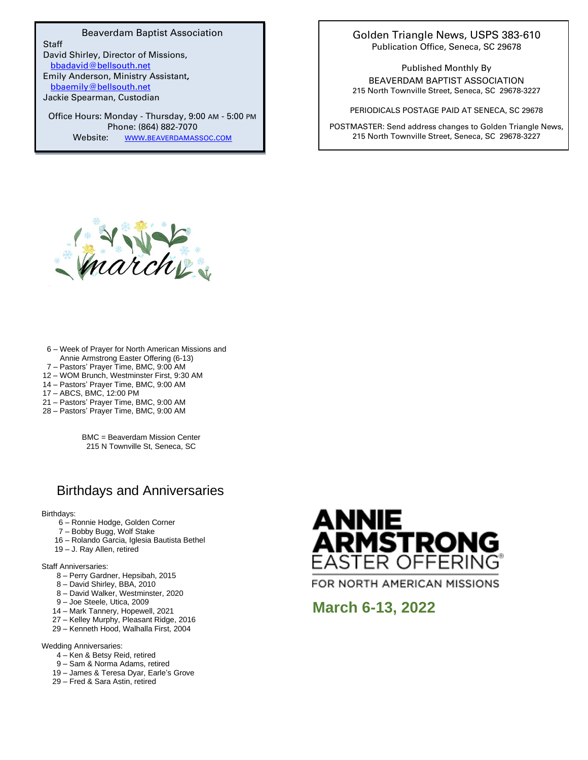Beaverdam Baptist Association

Staff

David Shirley, Director of Missions, bbadavid@bellsouth.net

Emily Anderson, Ministry Assistant, bbaemily@bellsouth.net

Jackie Spearman, Custodian

Office Hours: Monday - Thursday, 9:00 AM - 5:00 PM

Phone: (864) 882-7070

Website: WWW.BEAVERDAMASSOC.COM

Golden Triangle News, USPS 383-610

Publication Office, Seneca, SC 29678

Published Monthly By

BEAVERDAM BAPTIST ASSOCIATION

215 North Townville Street, Seneca, SC 29678-3227

PERIODICALS POSTAGE PAID AT SENECA, SC 29678

POSTMASTER: Send address changes to Golden Triangle News, 215 North Townville Street, Seneca, SC 29678-3227

march

- 6 – Week of Prayer for North American Missions and Annie Armstrong Easter Offering (6-13)
- 7 – Pastors' Prayer Time, BMC, 9:00 AM
- 12 – WOM Brunch, Westminster First, 9:30 AM
- 14 – Pastors' Prayer Time, BMC, 9:00 AM
- 17 – ABCS, BMC, 12:00 PM
- 21 – Pastors' Prayer Time, BMC, 9:00 AM
- 28 – Pastors' Prayer Time, BMC, 9:00 AM

BMC = Beaverdam Mission Center
215 N Townville St, Seneca, SC

## Birthdays and Anniversaries

Birthdays:

- 6 – Ronnie Hodge, Golden Corner
- 7 – Bobby Bugg, Wolf Stake
- 16 – Rolando Garcia, Iglesia Bautista Bethel
- 19 – J. Ray Allen, retired

Staff Anniversaries:

- 8 – Perry Gardner, Hepsibah, 2015
- 8 – David Shirley, BBA, 2010
- 8 – David Walker, Westminster, 2020
- 9 – Joe Steele, Utica, 2009
- 14 – Mark Tannery, Hopewell, 2021
- 27 – Kelley Murphy, Pleasant Ridge, 2016
- 29 – Kenneth Hood, Walhalla First, 2004

Wedding Anniversaries:

- 4 – Ken & Betsy Reid, retired
- 9 – Sam & Norma Adams, retired
- 19 – James & Teresa Dyar, Earle's Grove
- 29 – Fred & Sara Astin, retired

ANNIE ARMSTRONG EASTER OFFERING®

FOR NORTH AMERICAN MISSIONS

**March 6-13, 2022**